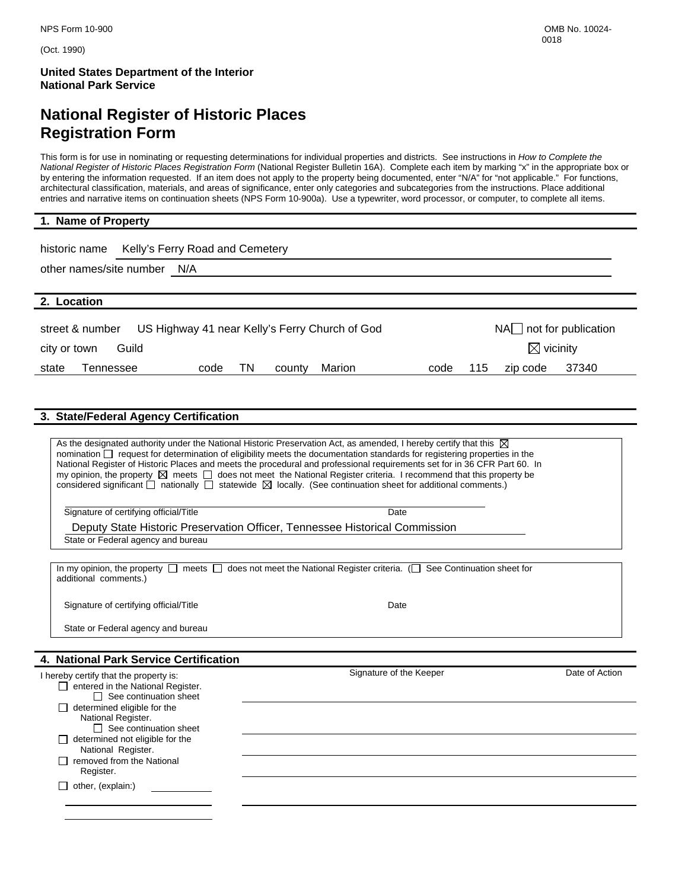NPS Form 10-900

(Oct. 1990)

OMB No. 10024-0018

**United States Department of the Interior**
**National Park Service**

# National Register of Historic Places Registration Form

This form is for use in nominating or requesting determinations for individual properties and districts. See instructions in *How to Complete the National Register of Historic Places Registration Form* (National Register Bulletin 16A). Complete each item by marking "x" in the appropriate box or by entering the information requested. If an item does not apply to the property being documented, enter "N/A" for "not applicable." For functions, architectural classification, materials, and areas of significance, enter only categories and subcategories from the instructions. Place additional entries and narrative items on continuation sheets (NPS Form 10-900a). Use a typewriter, word processor, or computer, to complete all items.

## 1. Name of Property

historic name Kelly's Ferry Road and Cemetery

other names/site number N/A

## 2. Location

street & number US Highway 41 near Kelly's Ferry Church of God NA ☐ not for publication

city or town Guild ☒ vicinity

state Tennessee code TN county Marion code 115 zip code 37340

## 3. State/Federal Agency Certification

As the designated authority under the National Historic Preservation Act, as amended, I hereby certify that this ☒ nomination ☐ request for determination of eligibility meets the documentation standards for registering properties in the National Register of Historic Places and meets the procedural and professional requirements set for in 36 CFR Part 60. In my opinion, the property ☒ meets ☐ does not meet the National Register criteria. I recommend that this property be considered significant ☐ nationally ☐ statewide ☒ locally. (See continuation sheet for additional comments.)

Signature of certifying official/Title Date

Deputy State Historic Preservation Officer, Tennessee Historical Commission
State or Federal agency and bureau

In my opinion, the property ☐ meets ☐ does not meet the National Register criteria. (☐ See Continuation sheet for additional comments.)

Signature of certifying official/Title Date

State or Federal agency and bureau

## 4. National Park Service Certification

I hereby certify that the property is: Signature of the Keeper Date of Action

☐ entered in the National Register.
 ☐ See continuation sheet

☐ determined eligible for the National Register.
 ☐ See continuation sheet

☐ determined not eligible for the National Register.

☐ removed from the National Register.

☐ other, (explain:)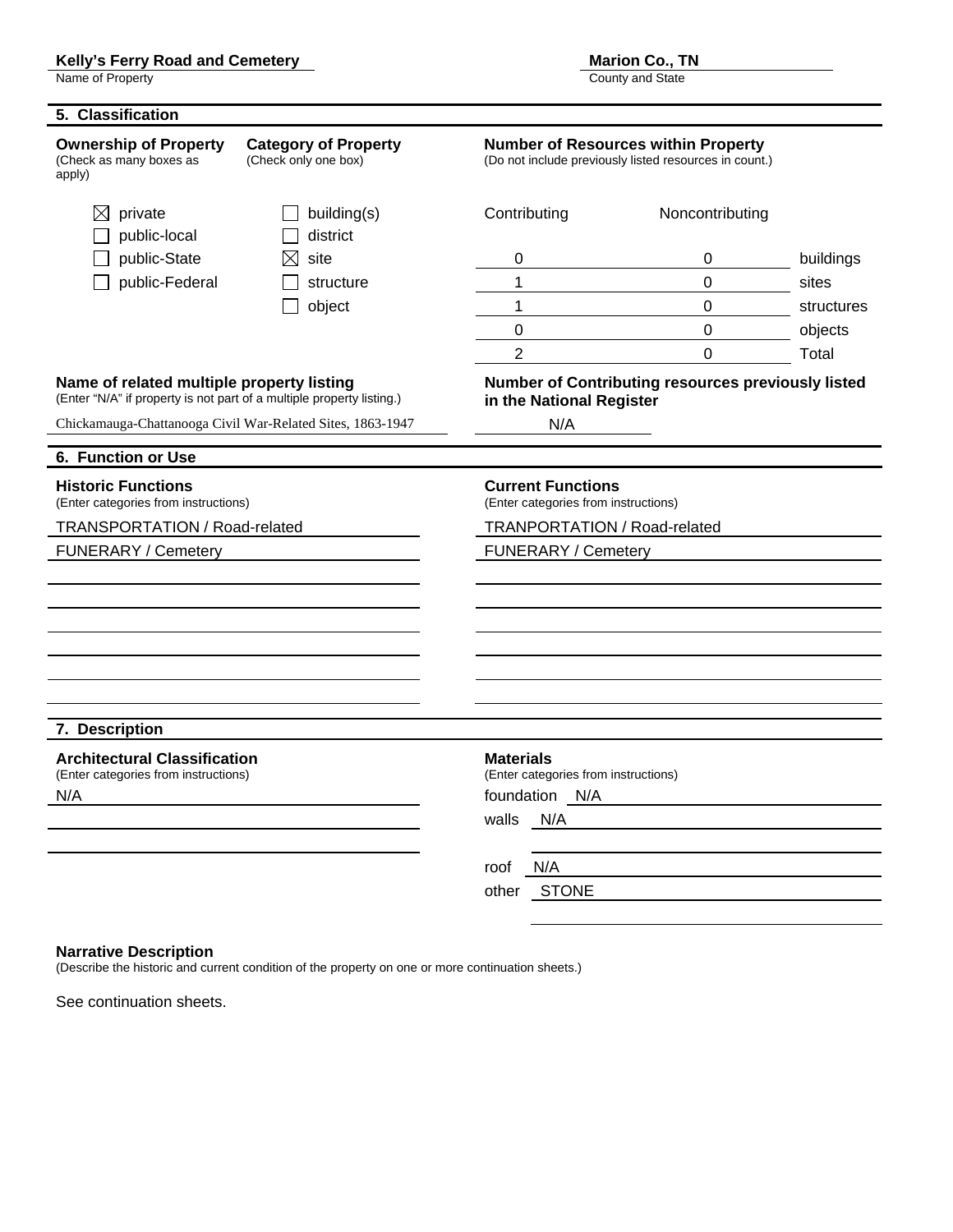**Kelly's Ferry Road and Cemetery**
Name of Property

**Marion Co., TN**
County and State

## 5. Classification

**Ownership of Property**
(Check as many boxes as apply)

- ☒ private
- ☐ public-local
- ☐ public-State
- ☐ public-Federal

**Category of Property**
(Check only one box)

- ☐ building(s)
- ☐ district
- ☒ site
- ☐ structure
- ☐ object

**Number of Resources within Property**
(Do not include previously listed resources in count.)

| Contributing | Noncontributing | |
|---|---|---|
| 0 | 0 | buildings |
| 1 | 0 | sites |
| 1 | 0 | structures |
| 0 | 0 | objects |
| 2 | 0 | Total |

**Name of related multiple property listing**
(Enter "N/A" if property is not part of a multiple property listing.)

Chickamauga-Chattanooga Civil War-Related Sites, 1863-1947

**Number of Contributing resources previously listed in the National Register**

N/A

## 6. Function or Use

**Historic Functions**
(Enter categories from instructions)

TRANSPORTATION / Road-related
FUNERARY / Cemetery

**Current Functions**
(Enter categories from instructions)

TRANPORTATION / Road-related
FUNERARY / Cemetery

## 7. Description

**Architectural Classification**
(Enter categories from instructions)

N/A

**Materials**
(Enter categories from instructions)

foundation N/A
walls N/A
roof N/A
other STONE

**Narrative Description**
(Describe the historic and current condition of the property on one or more continuation sheets.)

See continuation sheets.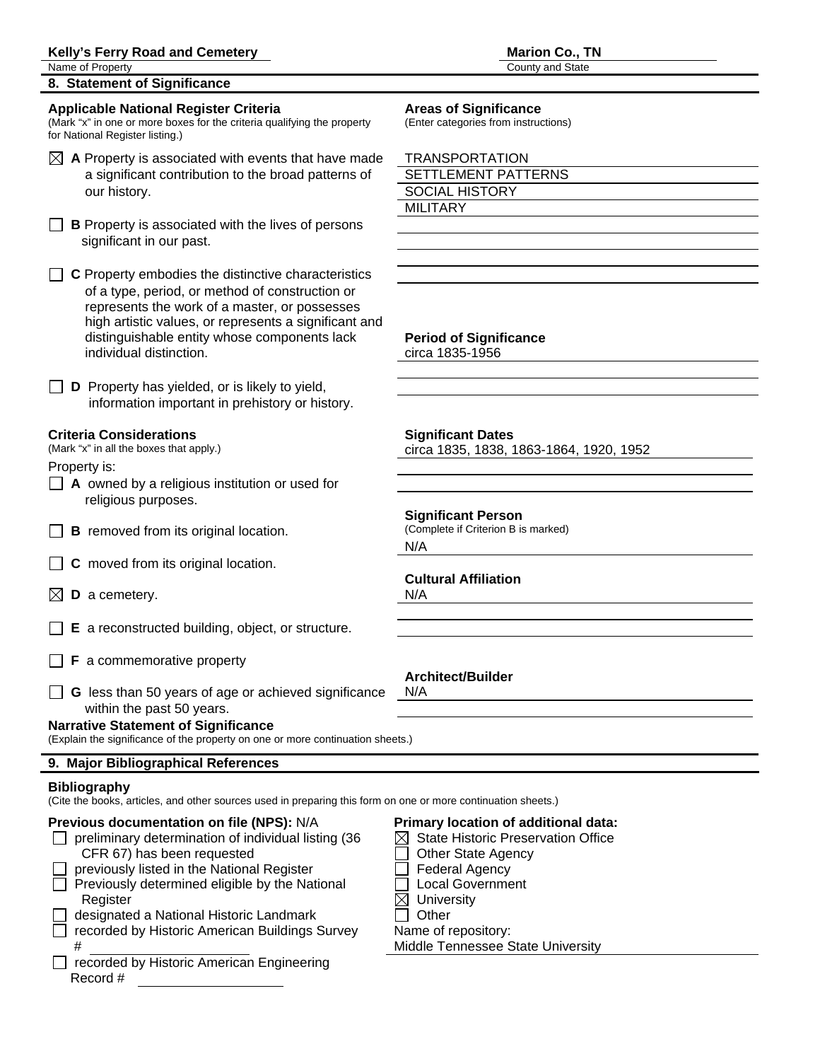**Kelly's Ferry Road and Cemetery**
Name of Property

**Marion Co., TN**
County and State

## 8. Statement of Significance

**Applicable National Register Criteria**
(Mark "x" in one or more boxes for the criteria qualifying the property for National Register listing.)

- [x] **A** Property is associated with events that have made a significant contribution to the broad patterns of our history.
- [ ] **B** Property is associated with the lives of persons significant in our past.
- [ ] **C** Property embodies the distinctive characteristics of a type, period, or method of construction or represents the work of a master, or possesses high artistic values, or represents a significant and distinguishable entity whose components lack individual distinction.
- [ ] **D** Property has yielded, or is likely to yield, information important in prehistory or history.

**Areas of Significance**
(Enter categories from instructions)

TRANSPORTATION
SETTLEMENT PATTERNS
SOCIAL HISTORY
MILITARY

**Period of Significance**
circa 1835-1956

**Criteria Considerations**
(Mark "x" in all the boxes that apply.)

Property is:

- [ ] **A** owned by a religious institution or used for religious purposes.
- [ ] **B** removed from its original location.
- [ ] **C** moved from its original location.
- [x] **D** a cemetery.
- [ ] **E** a reconstructed building, object, or structure.
- [ ] **F** a commemorative property
- [ ] **G** less than 50 years of age or achieved significance within the past 50 years.

**Significant Dates**
circa 1835, 1838, 1863-1864, 1920, 1952

**Significant Person**
(Complete if Criterion B is marked)
N/A

**Cultural Affiliation**
N/A

**Architect/Builder**
N/A

**Narrative Statement of Significance**
(Explain the significance of the property on one or more continuation sheets.)

## 9. Major Bibliographical References

**Bibliography**
(Cite the books, articles, and other sources used in preparing this form on one or more continuation sheets.)

**Previous documentation on file (NPS):** N/A

- [ ] preliminary determination of individual listing (36 CFR 67) has been requested
- [ ] previously listed in the National Register
- [ ] Previously determined eligible by the National Register
- [ ] designated a National Historic Landmark
- [ ] recorded by Historic American Buildings Survey #
- [ ] recorded by Historic American Engineering Record #

**Primary location of additional data:**

- [x] State Historic Preservation Office
- [ ] Other State Agency
- [ ] Federal Agency
- [ ] Local Government
- [x] University
- [ ] Other

Name of repository:
Middle Tennessee State University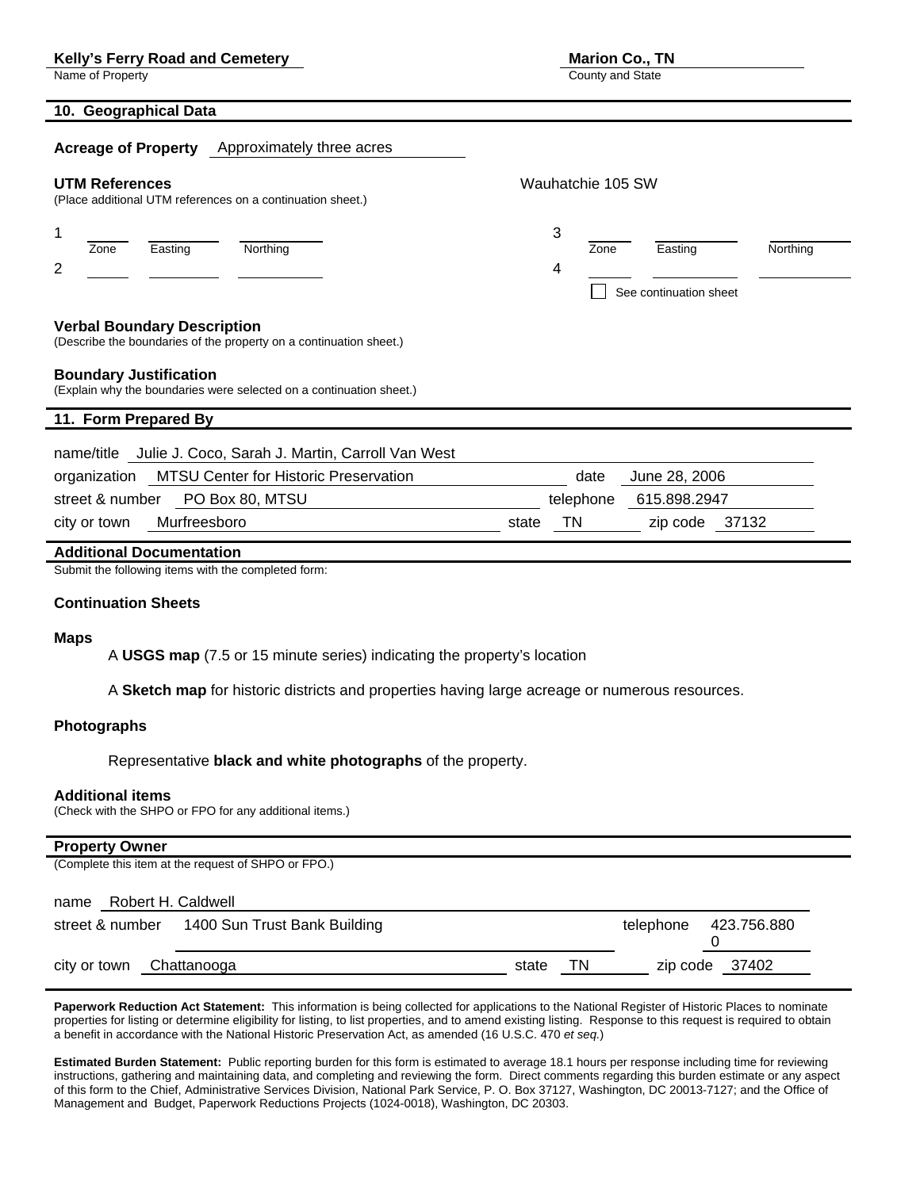**Kelly's Ferry Road and Cemetery**
Name of Property

**Marion Co., TN**
County and State

## 10. Geographical Data

**Acreage of Property** Approximately three acres

**UTM References**
(Place additional UTM references on a continuation sheet.)

Wauhatchie 105 SW

| | Zone | Easting | Northing | | Zone | Easting | Northing |
|---|---|---|---|---|---|---|---|
| 1 | | | | 3 | | | |
| 2 | | | | 4 | | | |

☐ See continuation sheet

**Verbal Boundary Description**
(Describe the boundaries of the property on a continuation sheet.)

**Boundary Justification**
(Explain why the boundaries were selected on a continuation sheet.)

## 11. Form Prepared By

name/title Julie J. Coco, Sarah J. Martin, Carroll Van West

organization MTSU Center for Historic Preservation date June 28, 2006

street & number PO Box 80, MTSU telephone 615.898.2947

city or town Murfreesboro state TN zip code 37132

## Additional Documentation

Submit the following items with the completed form:

**Continuation Sheets**

**Maps**

A **USGS map** (7.5 or 15 minute series) indicating the property's location

A **Sketch map** for historic districts and properties having large acreage or numerous resources.

**Photographs**

Representative **black and white photographs** of the property.

**Additional items**
(Check with the SHPO or FPO for any additional items.)

## Property Owner

(Complete this item at the request of SHPO or FPO.)

name Robert H. Caldwell

street & number 1400 Sun Trust Bank Building telephone 423.756.8800

city or town Chattanooga state TN zip code 37402

**Paperwork Reduction Act Statement:** This information is being collected for applications to the National Register of Historic Places to nominate properties for listing or determine eligibility for listing, to list properties, and to amend existing listing. Response to this request is required to obtain a benefit in accordance with the National Historic Preservation Act, as amended (16 U.S.C. 470 *et seq.*)

**Estimated Burden Statement:** Public reporting burden for this form is estimated to average 18.1 hours per response including time for reviewing instructions, gathering and maintaining data, and completing and reviewing the form. Direct comments regarding this burden estimate or any aspect of this form to the Chief, Administrative Services Division, National Park Service, P. O. Box 37127, Washington, DC 20013-7127; and the Office of Management and Budget, Paperwork Reductions Projects (1024-0018), Washington, DC 20303.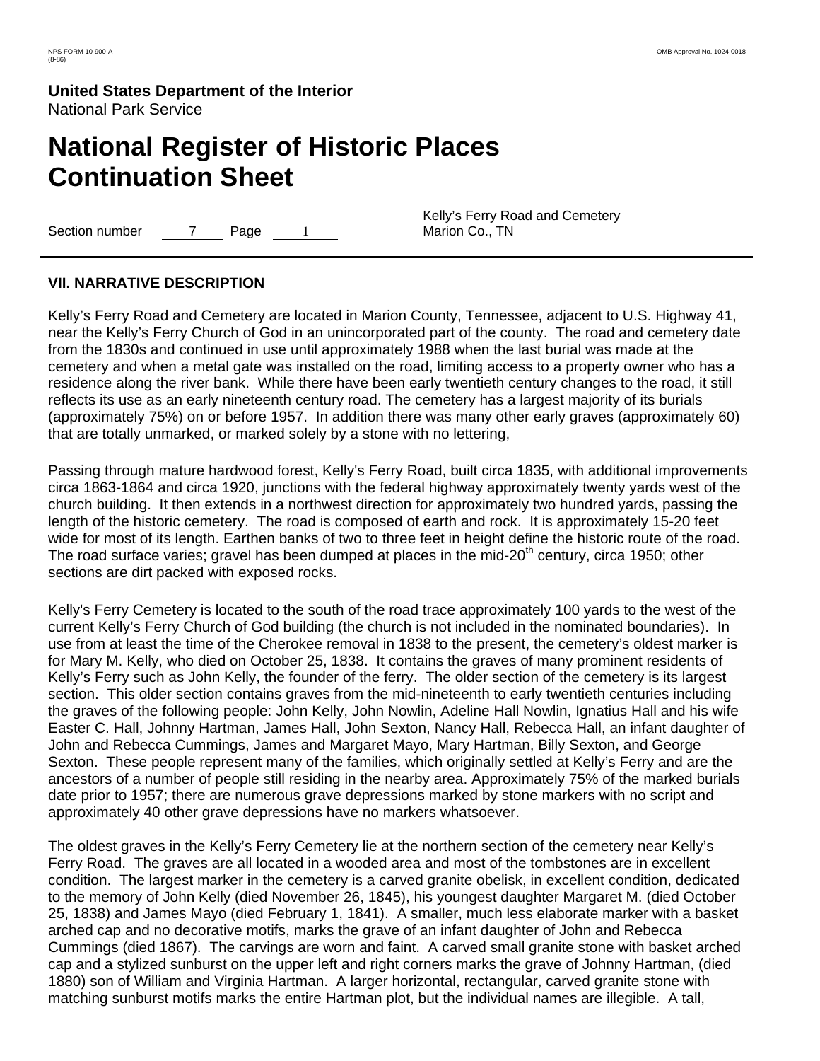**United States Department of the Interior**
National Park Service

# National Register of Historic Places Continuation Sheet

Section number 7 Page 1

Kelly's Ferry Road and Cemetery
Marion Co., TN

## VII. NARRATIVE DESCRIPTION

Kelly's Ferry Road and Cemetery are located in Marion County, Tennessee, adjacent to U.S. Highway 41, near the Kelly's Ferry Church of God in an unincorporated part of the county. The road and cemetery date from the 1830s and continued in use until approximately 1988 when the last burial was made at the cemetery and when a metal gate was installed on the road, limiting access to a property owner who has a residence along the river bank. While there have been early twentieth century changes to the road, it still reflects its use as an early nineteenth century road. The cemetery has a largest majority of its burials (approximately 75%) on or before 1957. In addition there was many other early graves (approximately 60) that are totally unmarked, or marked solely by a stone with no lettering,

Passing through mature hardwood forest, Kelly's Ferry Road, built circa 1835, with additional improvements circa 1863-1864 and circa 1920, junctions with the federal highway approximately twenty yards west of the church building. It then extends in a northwest direction for approximately two hundred yards, passing the length of the historic cemetery. The road is composed of earth and rock. It is approximately 15-20 feet wide for most of its length. Earthen banks of two to three feet in height define the historic route of the road. The road surface varies; gravel has been dumped at places in the mid-20th century, circa 1950; other sections are dirt packed with exposed rocks.

Kelly's Ferry Cemetery is located to the south of the road trace approximately 100 yards to the west of the current Kelly's Ferry Church of God building (the church is not included in the nominated boundaries). In use from at least the time of the Cherokee removal in 1838 to the present, the cemetery's oldest marker is for Mary M. Kelly, who died on October 25, 1838. It contains the graves of many prominent residents of Kelly's Ferry such as John Kelly, the founder of the ferry. The older section of the cemetery is its largest section. This older section contains graves from the mid-nineteenth to early twentieth centuries including the graves of the following people: John Kelly, John Nowlin, Adeline Hall Nowlin, Ignatius Hall and his wife Easter C. Hall, Johnny Hartman, James Hall, John Sexton, Nancy Hall, Rebecca Hall, an infant daughter of John and Rebecca Cummings, James and Margaret Mayo, Mary Hartman, Billy Sexton, and George Sexton. These people represent many of the families, which originally settled at Kelly's Ferry and are the ancestors of a number of people still residing in the nearby area. Approximately 75% of the marked burials date prior to 1957; there are numerous grave depressions marked by stone markers with no script and approximately 40 other grave depressions have no markers whatsoever.

The oldest graves in the Kelly's Ferry Cemetery lie at the northern section of the cemetery near Kelly's Ferry Road. The graves are all located in a wooded area and most of the tombstones are in excellent condition. The largest marker in the cemetery is a carved granite obelisk, in excellent condition, dedicated to the memory of John Kelly (died November 26, 1845), his youngest daughter Margaret M. (died October 25, 1838) and James Mayo (died February 1, 1841). A smaller, much less elaborate marker with a basket arched cap and no decorative motifs, marks the grave of an infant daughter of John and Rebecca Cummings (died 1867). The carvings are worn and faint. A carved small granite stone with basket arched cap and a stylized sunburst on the upper left and right corners marks the grave of Johnny Hartman, (died 1880) son of William and Virginia Hartman. A larger horizontal, rectangular, carved granite stone with matching sunburst motifs marks the entire Hartman plot, but the individual names are illegible. A tall,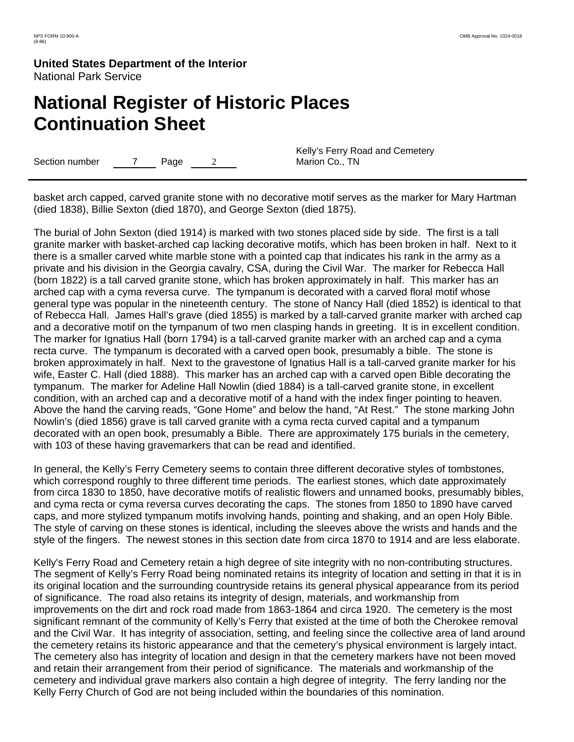basket arch capped, carved granite stone with no decorative motif serves as the marker for Mary Hartman (died 1838), Billie Sexton (died 1870), and George Sexton (died 1875).

The burial of John Sexton (died 1914) is marked with two stones placed side by side. The first is a tall granite marker with basket-arched cap lacking decorative motifs, which has been broken in half. Next to it there is a smaller carved white marble stone with a pointed cap that indicates his rank in the army as a private and his division in the Georgia cavalry, CSA, during the Civil War. The marker for Rebecca Hall (born 1822) is a tall carved granite stone, which has broken approximately in half. This marker has an arched cap with a cyma reversa curve. The tympanum is decorated with a carved floral motif whose general type was popular in the nineteenth century. The stone of Nancy Hall (died 1852) is identical to that of Rebecca Hall. James Hall's grave (died 1855) is marked by a tall-carved granite marker with arched cap and a decorative motif on the tympanum of two men clasping hands in greeting. It is in excellent condition. The marker for Ignatius Hall (born 1794) is a tall-carved granite marker with an arched cap and a cyma recta curve. The tympanum is decorated with a carved open book, presumably a bible. The stone is broken approximately in half. Next to the gravestone of Ignatius Hall is a tall-carved granite marker for his wife, Easter C. Hall (died 1888). This marker has an arched cap with a carved open Bible decorating the tympanum. The marker for Adeline Hall Nowlin (died 1884) is a tall-carved granite stone, in excellent condition, with an arched cap and a decorative motif of a hand with the index finger pointing to heaven. Above the hand the carving reads, "Gone Home" and below the hand, "At Rest." The stone marking John Nowlin's (died 1856) grave is tall carved granite with a cyma recta curved capital and a tympanum decorated with an open book, presumably a Bible. There are approximately 175 burials in the cemetery, with 103 of these having gravemarkers that can be read and identified.

In general, the Kelly's Ferry Cemetery seems to contain three different decorative styles of tombstones, which correspond roughly to three different time periods. The earliest stones, which date approximately from circa 1830 to 1850, have decorative motifs of realistic flowers and unnamed books, presumably bibles, and cyma recta or cyma reversa curves decorating the caps. The stones from 1850 to 1890 have carved caps, and more stylized tympanum motifs involving hands, pointing and shaking, and an open Holy Bible. The style of carving on these stones is identical, including the sleeves above the wrists and hands and the style of the fingers. The newest stones in this section date from circa 1870 to 1914 and are less elaborate.

Kelly's Ferry Road and Cemetery retain a high degree of site integrity with no non-contributing structures. The segment of Kelly's Ferry Road being nominated retains its integrity of location and setting in that it is in its original location and the surrounding countryside retains its general physical appearance from its period of significance. The road also retains its integrity of design, materials, and workmanship from improvements on the dirt and rock road made from 1863-1864 and circa 1920. The cemetery is the most significant remnant of the community of Kelly's Ferry that existed at the time of both the Cherokee removal and the Civil War. It has integrity of association, setting, and feeling since the collective area of land around the cemetery retains its historic appearance and that the cemetery's physical environment is largely intact. The cemetery also has integrity of location and design in that the cemetery markers have not been moved and retain their arrangement from their period of significance. The materials and workmanship of the cemetery and individual grave markers also contain a high degree of integrity. The ferry landing nor the Kelly Ferry Church of God are not being included within the boundaries of this nomination.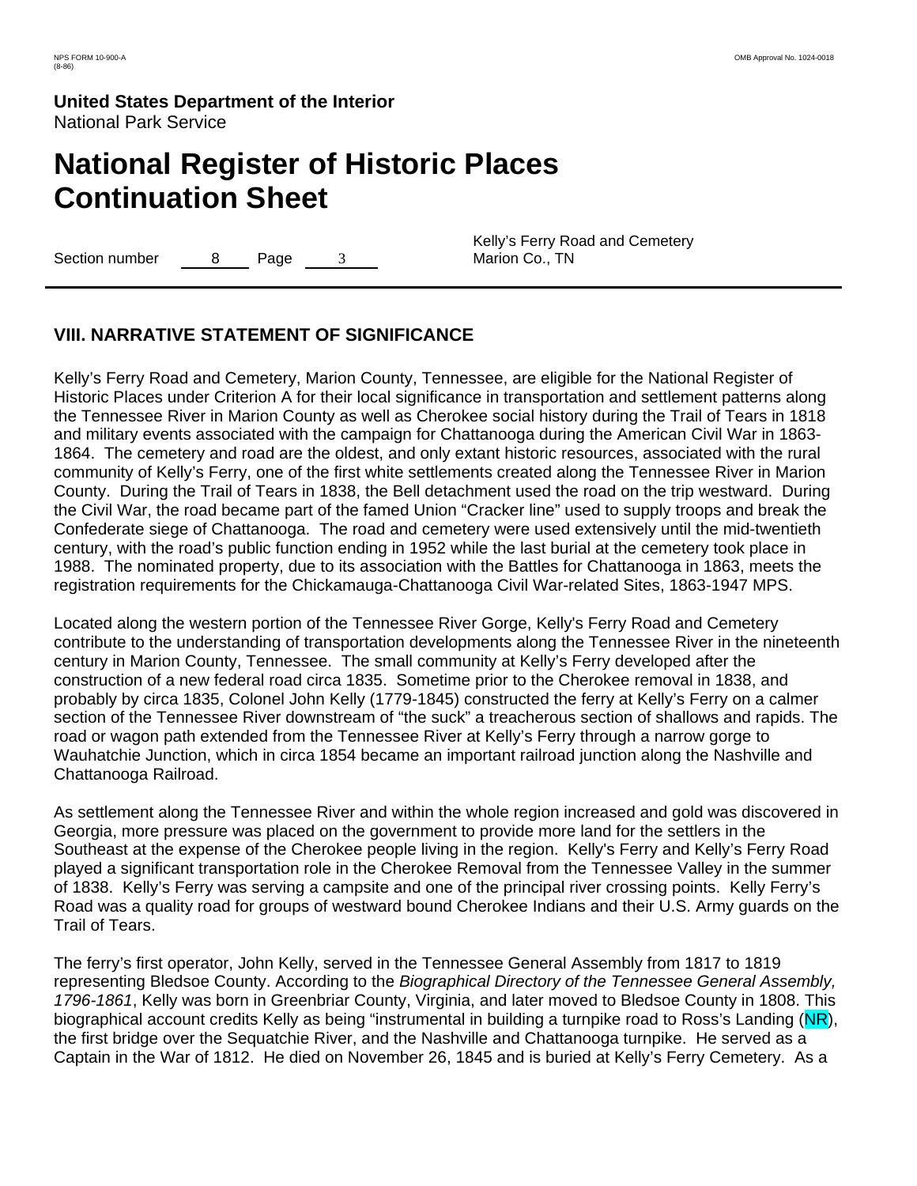**United States Department of the Interior**
National Park Service

# National Register of Historic Places Continuation Sheet

Section number 8 Page 3

Kelly's Ferry Road and Cemetery
Marion Co., TN

## VIII. NARRATIVE STATEMENT OF SIGNIFICANCE

Kelly's Ferry Road and Cemetery, Marion County, Tennessee, are eligible for the National Register of Historic Places under Criterion A for their local significance in transportation and settlement patterns along the Tennessee River in Marion County as well as Cherokee social history during the Trail of Tears in 1818 and military events associated with the campaign for Chattanooga during the American Civil War in 1863-1864. The cemetery and road are the oldest, and only extant historic resources, associated with the rural community of Kelly's Ferry, one of the first white settlements created along the Tennessee River in Marion County. During the Trail of Tears in 1838, the Bell detachment used the road on the trip westward. During the Civil War, the road became part of the famed Union "Cracker line" used to supply troops and break the Confederate siege of Chattanooga. The road and cemetery were used extensively until the mid-twentieth century, with the road's public function ending in 1952 while the last burial at the cemetery took place in 1988. The nominated property, due to its association with the Battles for Chattanooga in 1863, meets the registration requirements for the Chickamauga-Chattanooga Civil War-related Sites, 1863-1947 MPS.

Located along the western portion of the Tennessee River Gorge, Kelly's Ferry Road and Cemetery contribute to the understanding of transportation developments along the Tennessee River in the nineteenth century in Marion County, Tennessee. The small community at Kelly's Ferry developed after the construction of a new federal road circa 1835. Sometime prior to the Cherokee removal in 1838, and probably by circa 1835, Colonel John Kelly (1779-1845) constructed the ferry at Kelly's Ferry on a calmer section of the Tennessee River downstream of "the suck" a treacherous section of shallows and rapids. The road or wagon path extended from the Tennessee River at Kelly's Ferry through a narrow gorge to Wauhatchie Junction, which in circa 1854 became an important railroad junction along the Nashville and Chattanooga Railroad.

As settlement along the Tennessee River and within the whole region increased and gold was discovered in Georgia, more pressure was placed on the government to provide more land for the settlers in the Southeast at the expense of the Cherokee people living in the region. Kelly's Ferry and Kelly's Ferry Road played a significant transportation role in the Cherokee Removal from the Tennessee Valley in the summer of 1838. Kelly's Ferry was serving a campsite and one of the principal river crossing points. Kelly Ferry's Road was a quality road for groups of westward bound Cherokee Indians and their U.S. Army guards on the Trail of Tears.

The ferry's first operator, John Kelly, served in the Tennessee General Assembly from 1817 to 1819 representing Bledsoe County. According to the *Biographical Directory of the Tennessee General Assembly, 1796-1861*, Kelly was born in Greenbriar County, Virginia, and later moved to Bledsoe County in 1808. This biographical account credits Kelly as being "instrumental in building a turnpike road to Ross's Landing (NR), the first bridge over the Sequatchie River, and the Nashville and Chattanooga turnpike. He served as a Captain in the War of 1812. He died on November 26, 1845 and is buried at Kelly's Ferry Cemetery. As a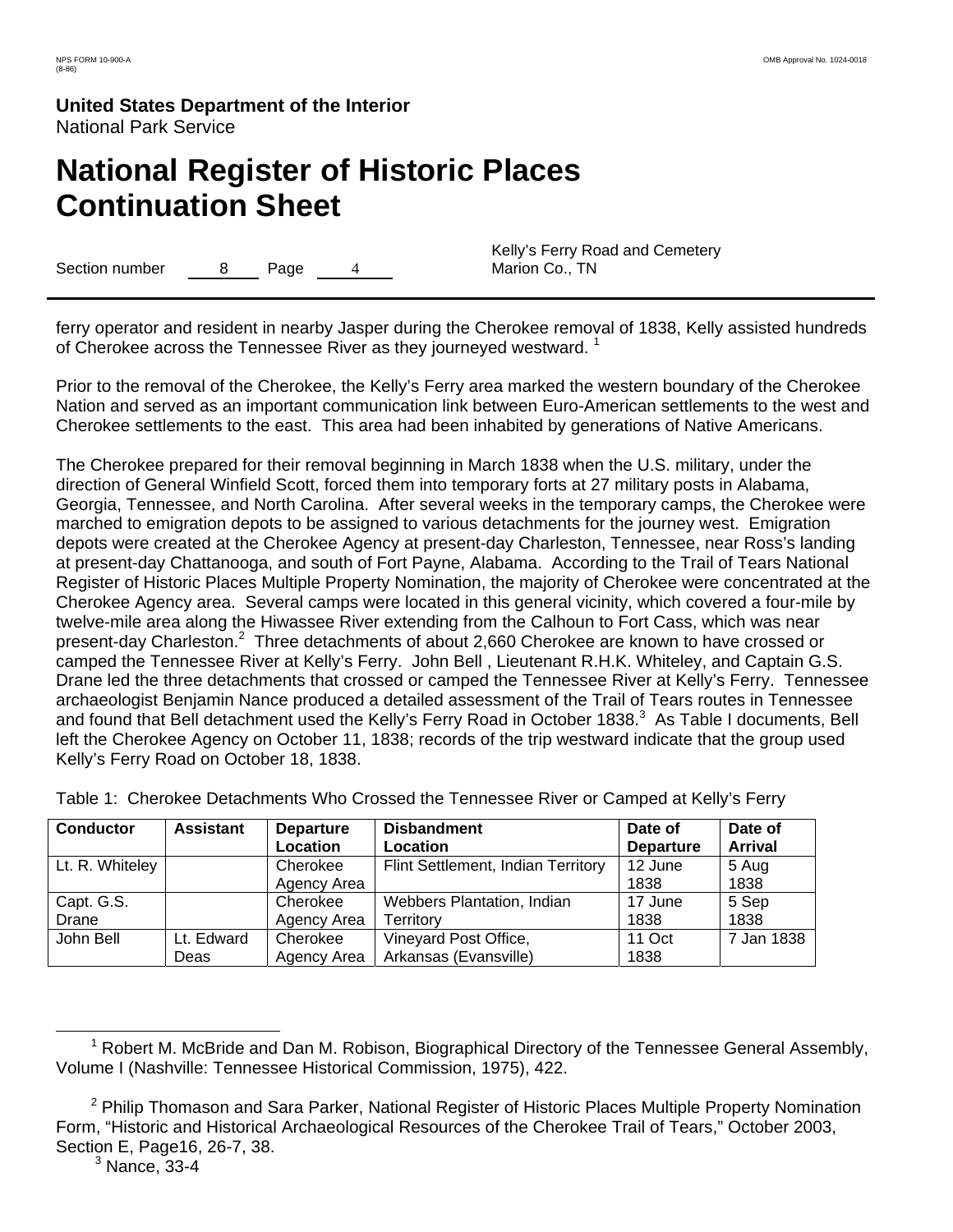ferry operator and resident in nearby Jasper during the Cherokee removal of 1838, Kelly assisted hundreds of Cherokee across the Tennessee River as they journeyed westward. [1]

Prior to the removal of the Cherokee, the Kelly's Ferry area marked the western boundary of the Cherokee Nation and served as an important communication link between Euro-American settlements to the west and Cherokee settlements to the east. This area had been inhabited by generations of Native Americans.

The Cherokee prepared for their removal beginning in March 1838 when the U.S. military, under the direction of General Winfield Scott, forced them into temporary forts at 27 military posts in Alabama, Georgia, Tennessee, and North Carolina. After several weeks in the temporary camps, the Cherokee were marched to emigration depots to be assigned to various detachments for the journey west. Emigration depots were created at the Cherokee Agency at present-day Charleston, Tennessee, near Ross's landing at present-day Chattanooga, and south of Fort Payne, Alabama. According to the Trail of Tears National Register of Historic Places Multiple Property Nomination, the majority of Cherokee were concentrated at the Cherokee Agency area. Several camps were located in this general vicinity, which covered a four-mile by twelve-mile area along the Hiwassee River extending from the Calhoun to Fort Cass, which was near present-day Charleston.[2] Three detachments of about 2,660 Cherokee are known to have crossed or camped the Tennessee River at Kelly's Ferry. John Bell , Lieutenant R.H.K. Whiteley, and Captain G.S. Drane led the three detachments that crossed or camped the Tennessee River at Kelly's Ferry. Tennessee archaeologist Benjamin Nance produced a detailed assessment of the Trail of Tears routes in Tennessee and found that Bell detachment used the Kelly's Ferry Road in October 1838.[3] As Table I documents, Bell left the Cherokee Agency on October 11, 1838; records of the trip westward indicate that the group used Kelly's Ferry Road on October 18, 1838.

Table 1: Cherokee Detachments Who Crossed the Tennessee River or Camped at Kelly's Ferry

| Conductor | Assistant | Departure Location | Disbandment Location | Date of Departure | Date of Arrival |
|---|---|---|---|---|---|
| Lt. R. Whiteley | | Cherokee Agency Area | Flint Settlement, Indian Territory | 12 June 1838 | 5 Aug 1838 |
| Capt. G.S. Drane | | Cherokee Agency Area | Webbers Plantation, Indian Territory | 17 June 1838 | 5 Sep 1838 |
| John Bell | Lt. Edward Deas | Cherokee Agency Area | Vineyard Post Office, Arkansas (Evansville) | 11 Oct 1838 | 7 Jan 1838 |

[1] Robert M. McBride and Dan M. Robison, Biographical Directory of the Tennessee General Assembly, Volume I (Nashville: Tennessee Historical Commission, 1975), 422.

[2] Philip Thomason and Sara Parker, National Register of Historic Places Multiple Property Nomination Form, "Historic and Historical Archaeological Resources of the Cherokee Trail of Tears," October 2003, Section E, Page16, 26-7, 38.

[3] Nance, 33-4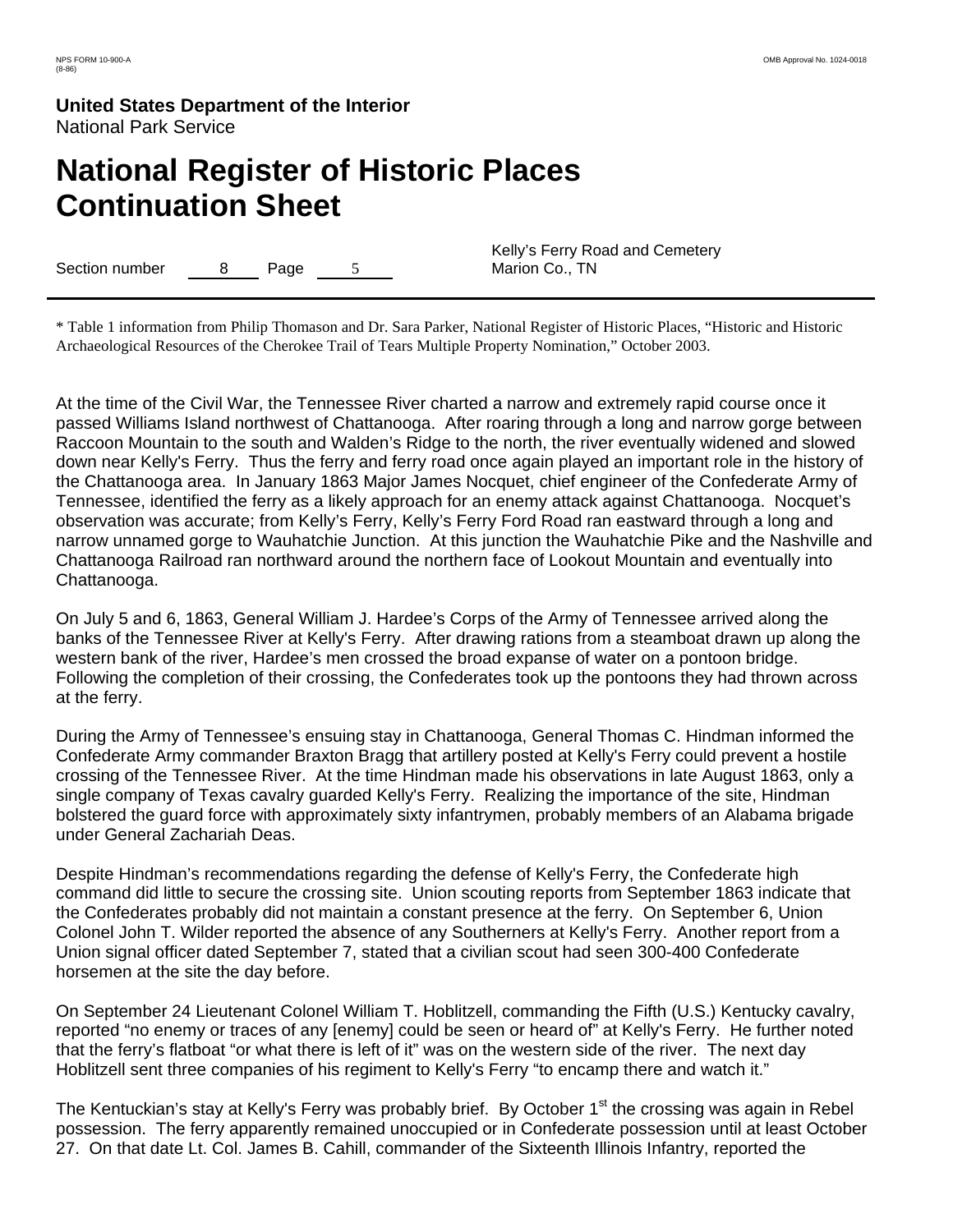* Table 1 information from Philip Thomason and Dr. Sara Parker, National Register of Historic Places, "Historic and Historic Archaeological Resources of the Cherokee Trail of Tears Multiple Property Nomination," October 2003.

At the time of the Civil War, the Tennessee River charted a narrow and extremely rapid course once it passed Williams Island northwest of Chattanooga. After roaring through a long and narrow gorge between Raccoon Mountain to the south and Walden's Ridge to the north, the river eventually widened and slowed down near Kelly's Ferry. Thus the ferry and ferry road once again played an important role in the history of the Chattanooga area. In January 1863 Major James Nocquet, chief engineer of the Confederate Army of Tennessee, identified the ferry as a likely approach for an enemy attack against Chattanooga. Nocquet's observation was accurate; from Kelly's Ferry, Kelly's Ferry Ford Road ran eastward through a long and narrow unnamed gorge to Wauhatchie Junction. At this junction the Wauhatchie Pike and the Nashville and Chattanooga Railroad ran northward around the northern face of Lookout Mountain and eventually into Chattanooga.

On July 5 and 6, 1863, General William J. Hardee's Corps of the Army of Tennessee arrived along the banks of the Tennessee River at Kelly's Ferry. After drawing rations from a steamboat drawn up along the western bank of the river, Hardee's men crossed the broad expanse of water on a pontoon bridge. Following the completion of their crossing, the Confederates took up the pontoons they had thrown across at the ferry.

During the Army of Tennessee's ensuing stay in Chattanooga, General Thomas C. Hindman informed the Confederate Army commander Braxton Bragg that artillery posted at Kelly's Ferry could prevent a hostile crossing of the Tennessee River. At the time Hindman made his observations in late August 1863, only a single company of Texas cavalry guarded Kelly's Ferry. Realizing the importance of the site, Hindman bolstered the guard force with approximately sixty infantrymen, probably members of an Alabama brigade under General Zachariah Deas.

Despite Hindman's recommendations regarding the defense of Kelly's Ferry, the Confederate high command did little to secure the crossing site. Union scouting reports from September 1863 indicate that the Confederates probably did not maintain a constant presence at the ferry. On September 6, Union Colonel John T. Wilder reported the absence of any Southerners at Kelly's Ferry. Another report from a Union signal officer dated September 7, stated that a civilian scout had seen 300-400 Confederate horsemen at the site the day before.

On September 24 Lieutenant Colonel William T. Hoblitzell, commanding the Fifth (U.S.) Kentucky cavalry, reported "no enemy or traces of any [enemy] could be seen or heard of" at Kelly's Ferry. He further noted that the ferry's flatboat "or what there is left of it" was on the western side of the river. The next day Hoblitzell sent three companies of his regiment to Kelly's Ferry "to encamp there and watch it."

The Kentuckian's stay at Kelly's Ferry was probably brief. By October 1st the crossing was again in Rebel possession. The ferry apparently remained unoccupied or in Confederate possession until at least October 27. On that date Lt. Col. James B. Cahill, commander of the Sixteenth Illinois Infantry, reported the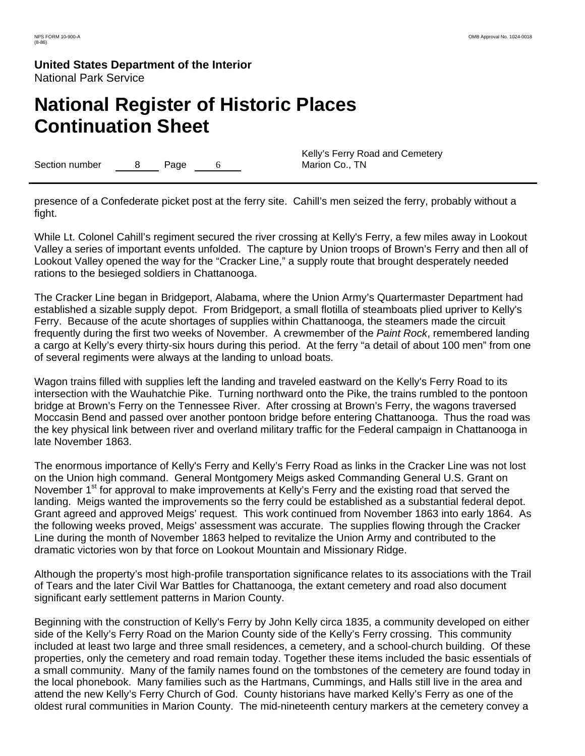presence of a Confederate picket post at the ferry site. Cahill's men seized the ferry, probably without a fight.

While Lt. Colonel Cahill's regiment secured the river crossing at Kelly's Ferry, a few miles away in Lookout Valley a series of important events unfolded. The capture by Union troops of Brown's Ferry and then all of Lookout Valley opened the way for the "Cracker Line," a supply route that brought desperately needed rations to the besieged soldiers in Chattanooga.

The Cracker Line began in Bridgeport, Alabama, where the Union Army's Quartermaster Department had established a sizable supply depot. From Bridgeport, a small flotilla of steamboats plied upriver to Kelly's Ferry. Because of the acute shortages of supplies within Chattanooga, the steamers made the circuit frequently during the first two weeks of November. A crewmember of the *Paint Rock*, remembered landing a cargo at Kelly's every thirty-six hours during this period. At the ferry "a detail of about 100 men" from one of several regiments were always at the landing to unload boats.

Wagon trains filled with supplies left the landing and traveled eastward on the Kelly's Ferry Road to its intersection with the Wauhatchie Pike. Turning northward onto the Pike, the trains rumbled to the pontoon bridge at Brown's Ferry on the Tennessee River. After crossing at Brown's Ferry, the wagons traversed Moccasin Bend and passed over another pontoon bridge before entering Chattanooga. Thus the road was the key physical link between river and overland military traffic for the Federal campaign in Chattanooga in late November 1863.

The enormous importance of Kelly's Ferry and Kelly's Ferry Road as links in the Cracker Line was not lost on the Union high command. General Montgomery Meigs asked Commanding General U.S. Grant on November 1st for approval to make improvements at Kelly's Ferry and the existing road that served the landing. Meigs wanted the improvements so the ferry could be established as a substantial federal depot. Grant agreed and approved Meigs' request. This work continued from November 1863 into early 1864. As the following weeks proved, Meigs' assessment was accurate. The supplies flowing through the Cracker Line during the month of November 1863 helped to revitalize the Union Army and contributed to the dramatic victories won by that force on Lookout Mountain and Missionary Ridge.

Although the property's most high-profile transportation significance relates to its associations with the Trail of Tears and the later Civil War Battles for Chattanooga, the extant cemetery and road also document significant early settlement patterns in Marion County.

Beginning with the construction of Kelly's Ferry by John Kelly circa 1835, a community developed on either side of the Kelly's Ferry Road on the Marion County side of the Kelly's Ferry crossing. This community included at least two large and three small residences, a cemetery, and a school-church building. Of these properties, only the cemetery and road remain today. Together these items included the basic essentials of a small community. Many of the family names found on the tombstones of the cemetery are found today in the local phonebook. Many families such as the Hartmans, Cummings, and Halls still live in the area and attend the new Kelly's Ferry Church of God. County historians have marked Kelly's Ferry as one of the oldest rural communities in Marion County. The mid-nineteenth century markers at the cemetery convey a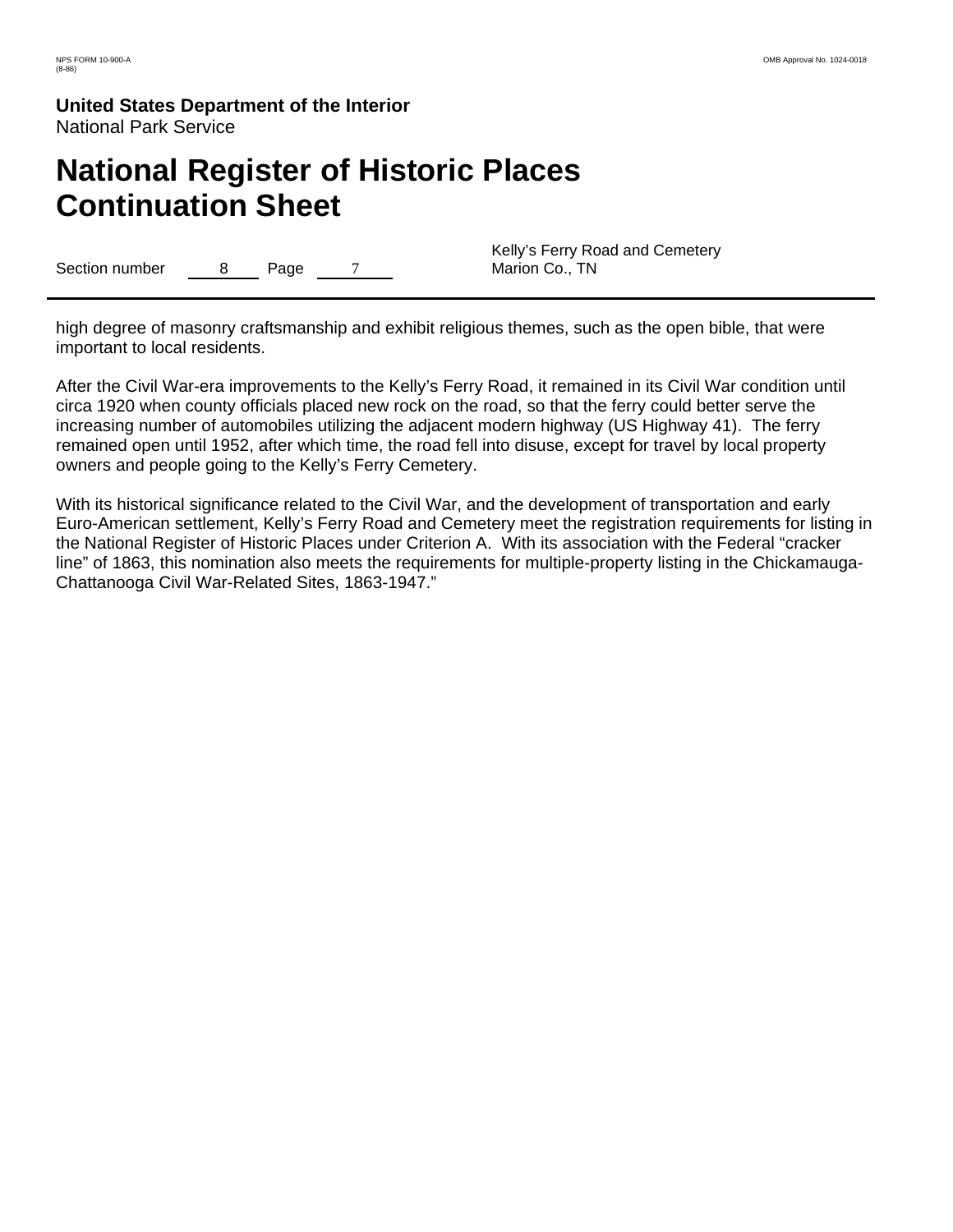high degree of masonry craftsmanship and exhibit religious themes, such as the open bible, that were important to local residents.

After the Civil War-era improvements to the Kelly's Ferry Road, it remained in its Civil War condition until circa 1920 when county officials placed new rock on the road, so that the ferry could better serve the increasing number of automobiles utilizing the adjacent modern highway (US Highway 41). The ferry remained open until 1952, after which time, the road fell into disuse, except for travel by local property owners and people going to the Kelly's Ferry Cemetery.

With its historical significance related to the Civil War, and the development of transportation and early Euro-American settlement, Kelly's Ferry Road and Cemetery meet the registration requirements for listing in the National Register of Historic Places under Criterion A. With its association with the Federal "cracker line" of 1863, this nomination also meets the requirements for multiple-property listing in the Chickamauga-Chattanooga Civil War-Related Sites, 1863-1947."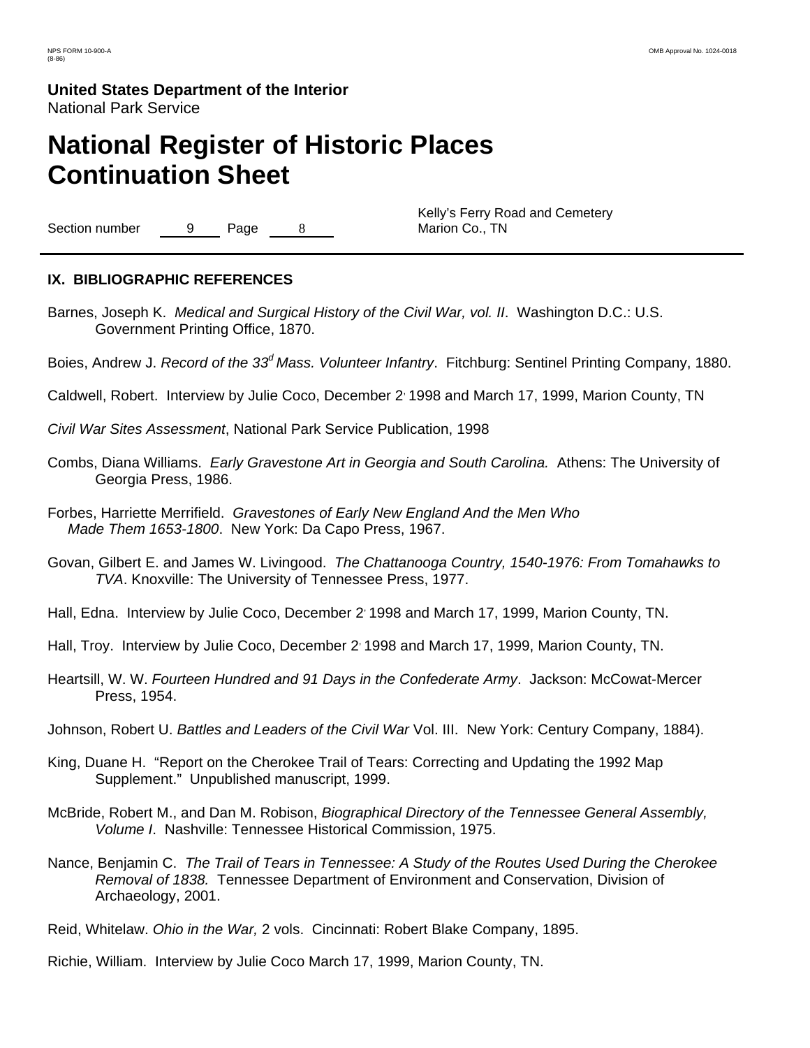**United States Department of the Interior**
National Park Service

# National Register of Historic Places Continuation Sheet

Section number 9 Page 8

Kelly's Ferry Road and Cemetery
Marion Co., TN

## IX. BIBLIOGRAPHIC REFERENCES

Barnes, Joseph K. *Medical and Surgical History of the Civil War, vol. II*. Washington D.C.: U.S. Government Printing Office, 1870.

Boies, Andrew J. *Record of the 33[d] Mass. Volunteer Infantry*. Fitchburg: Sentinel Printing Company, 1880.

Caldwell, Robert. Interview by Julie Coco, December 2, 1998 and March 17, 1999, Marion County, TN

*Civil War Sites Assessment*, National Park Service Publication, 1998

Combs, Diana Williams. *Early Gravestone Art in Georgia and South Carolina.* Athens: The University of Georgia Press, 1986.

Forbes, Harriette Merrifield. *Gravestones of Early New England And the Men Who Made Them 1653-1800*. New York: Da Capo Press, 1967.

Govan, Gilbert E. and James W. Livingood. *The Chattanooga Country, 1540-1976: From Tomahawks to TVA*. Knoxville: The University of Tennessee Press, 1977.

Hall, Edna. Interview by Julie Coco, December 2, 1998 and March 17, 1999, Marion County, TN.

Hall, Troy. Interview by Julie Coco, December 2, 1998 and March 17, 1999, Marion County, TN.

Heartsill, W. W. *Fourteen Hundred and 91 Days in the Confederate Army*. Jackson: McCowat-Mercer Press, 1954.

Johnson, Robert U. *Battles and Leaders of the Civil War* Vol. III. New York: Century Company, 1884).

King, Duane H. "Report on the Cherokee Trail of Tears: Correcting and Updating the 1992 Map Supplement." Unpublished manuscript, 1999.

McBride, Robert M., and Dan M. Robison, *Biographical Directory of the Tennessee General Assembly, Volume I*. Nashville: Tennessee Historical Commission, 1975.

Nance, Benjamin C. *The Trail of Tears in Tennessee: A Study of the Routes Used During the Cherokee Removal of 1838.* Tennessee Department of Environment and Conservation, Division of Archaeology, 2001.

Reid, Whitelaw. *Ohio in the War,* 2 vols. Cincinnati: Robert Blake Company, 1895.

Richie, William. Interview by Julie Coco March 17, 1999, Marion County, TN.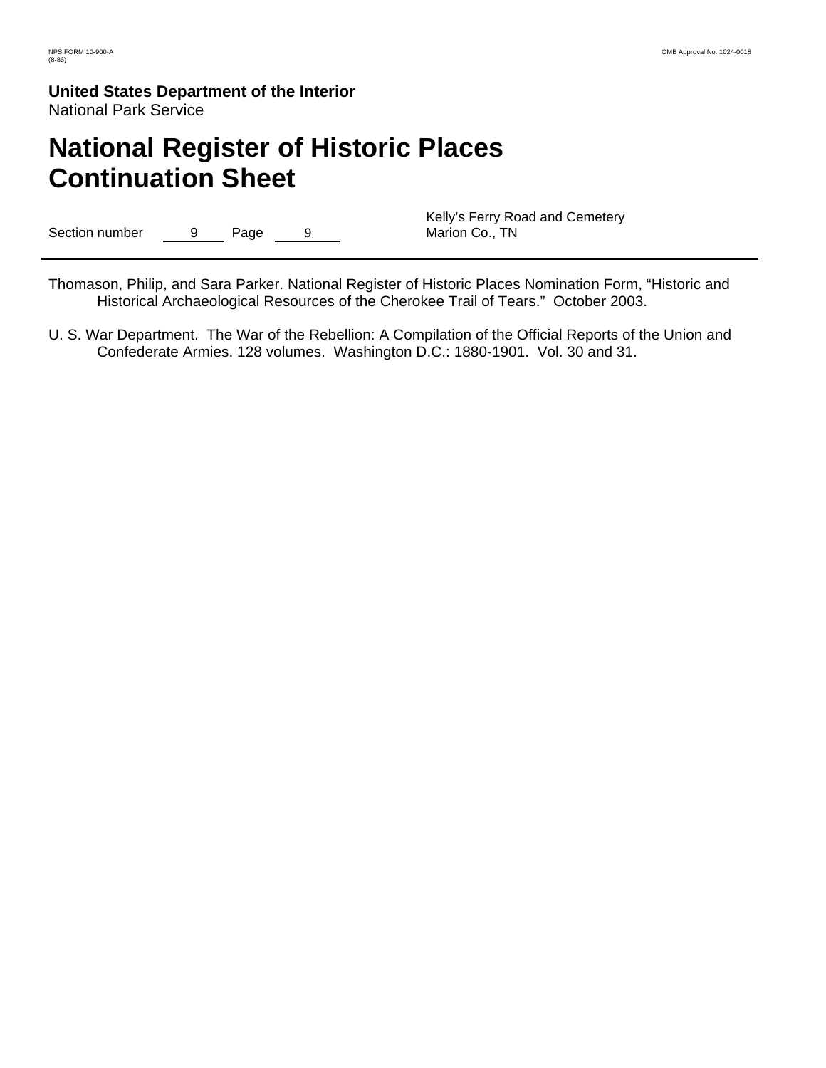Thomason, Philip, and Sara Parker. National Register of Historic Places Nomination Form, “Historic and Historical Archaeological Resources of the Cherokee Trail of Tears.” October 2003.

U. S. War Department. The War of the Rebellion: A Compilation of the Official Reports of the Union and Confederate Armies. 128 volumes. Washington D.C.: 1880-1901. Vol. 30 and 31.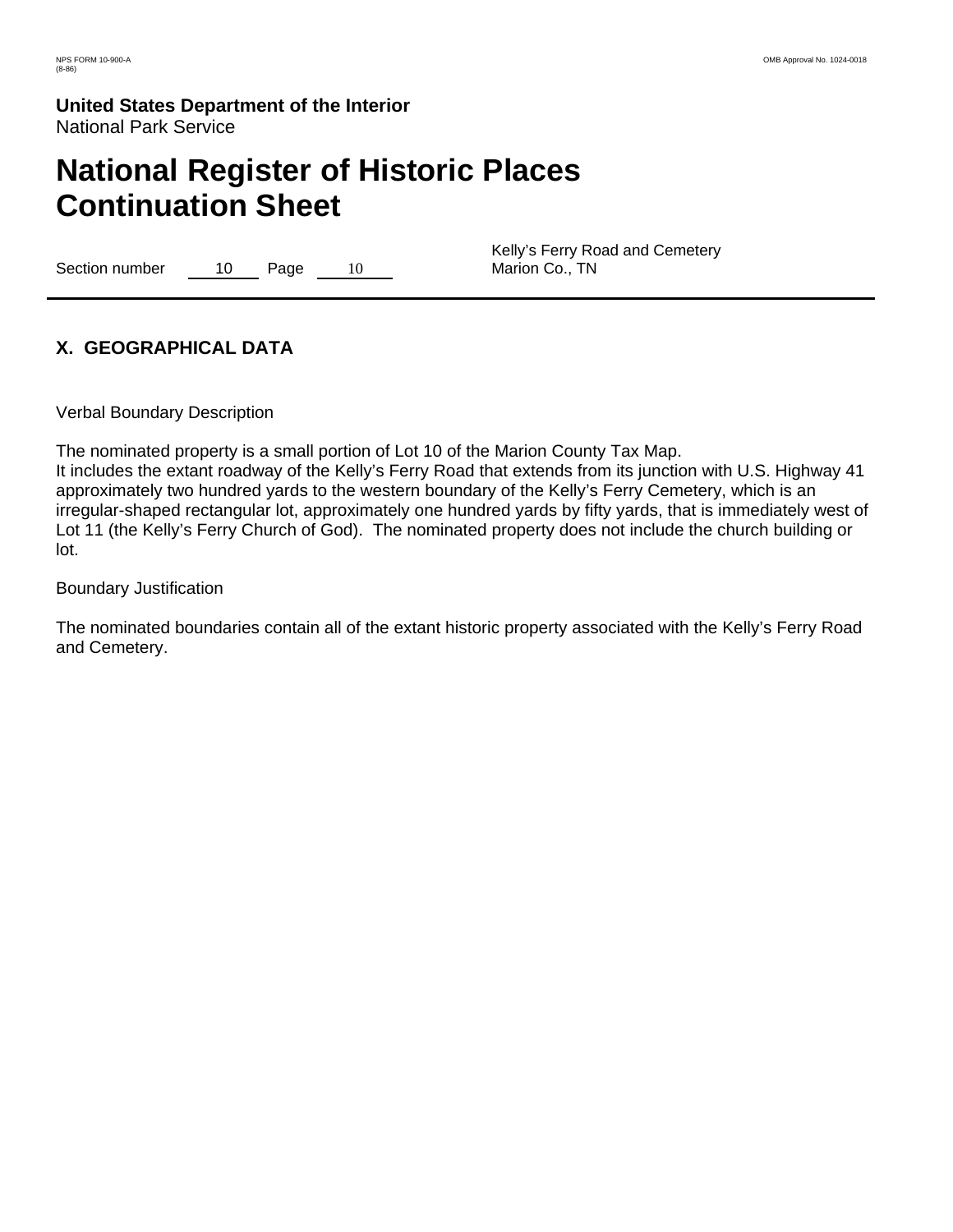## X. GEOGRAPHICAL DATA

Verbal Boundary Description

The nominated property is a small portion of Lot 10 of the Marion County Tax Map.
It includes the extant roadway of the Kelly's Ferry Road that extends from its junction with U.S. Highway 41 approximately two hundred yards to the western boundary of the Kelly's Ferry Cemetery, which is an irregular-shaped rectangular lot, approximately one hundred yards by fifty yards, that is immediately west of Lot 11 (the Kelly's Ferry Church of God). The nominated property does not include the church building or lot.

Boundary Justification

The nominated boundaries contain all of the extant historic property associated with the Kelly's Ferry Road and Cemetery.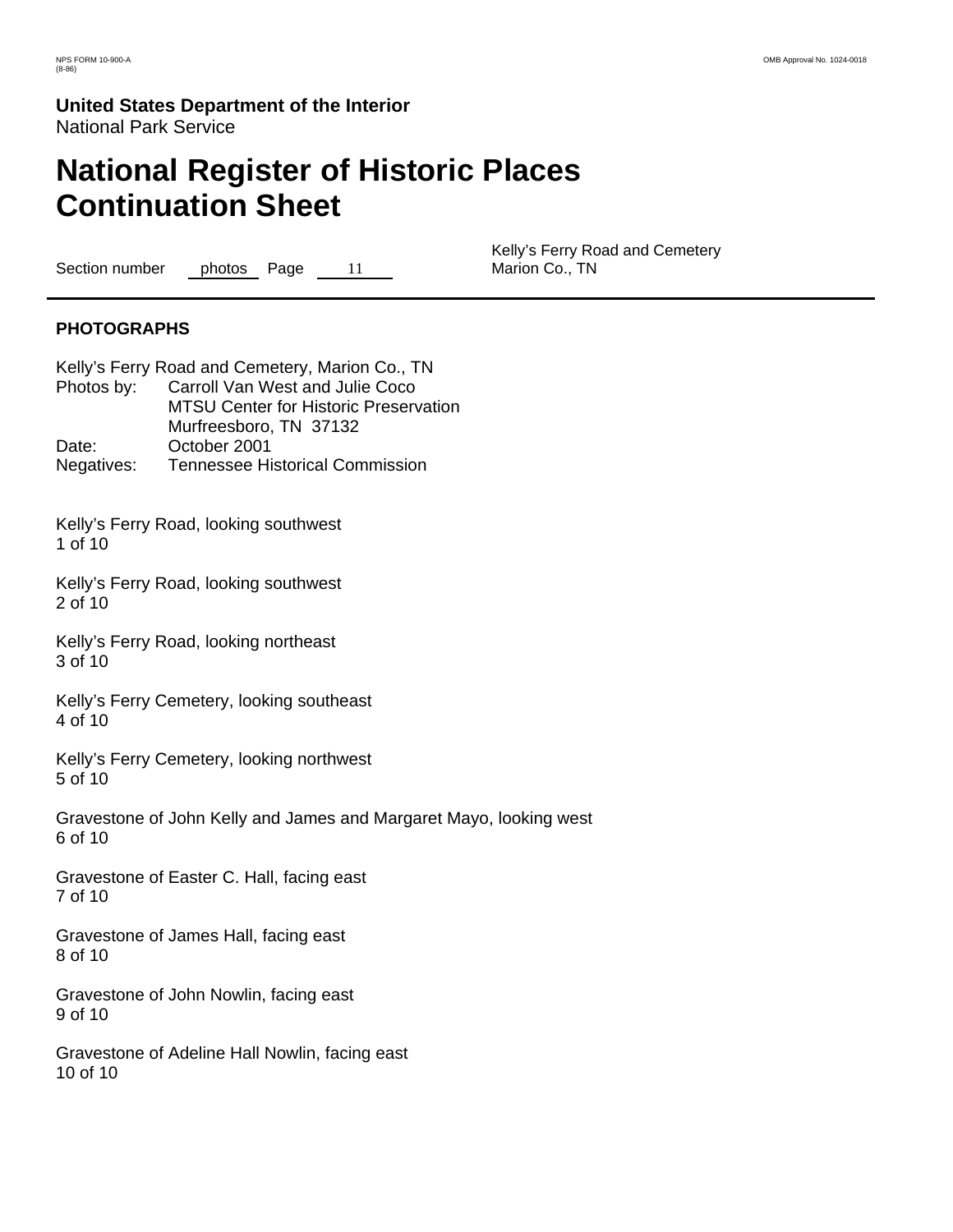NPS FORM 10-900-A
(8-86)

OMB Approval No. 1024-0018

**United States Department of the Interior**
National Park Service

# National Register of Historic Places Continuation Sheet

Section number photos Page 11

Kelly's Ferry Road and Cemetery
Marion Co., TN

---

**PHOTOGRAPHS**

Kelly's Ferry Road and Cemetery, Marion Co., TN
Photos by: Carroll Van West and Julie Coco
MTSU Center for Historic Preservation
Murfreesboro, TN 37132
Date: October 2001
Negatives: Tennessee Historical Commission

Kelly's Ferry Road, looking southwest
1 of 10

Kelly's Ferry Road, looking southwest
2 of 10

Kelly's Ferry Road, looking northeast
3 of 10

Kelly's Ferry Cemetery, looking southeast
4 of 10

Kelly's Ferry Cemetery, looking northwest
5 of 10

Gravestone of John Kelly and James and Margaret Mayo, looking west
6 of 10

Gravestone of Easter C. Hall, facing east
7 of 10

Gravestone of James Hall, facing east
8 of 10

Gravestone of John Nowlin, facing east
9 of 10

Gravestone of Adeline Hall Nowlin, facing east
10 of 10